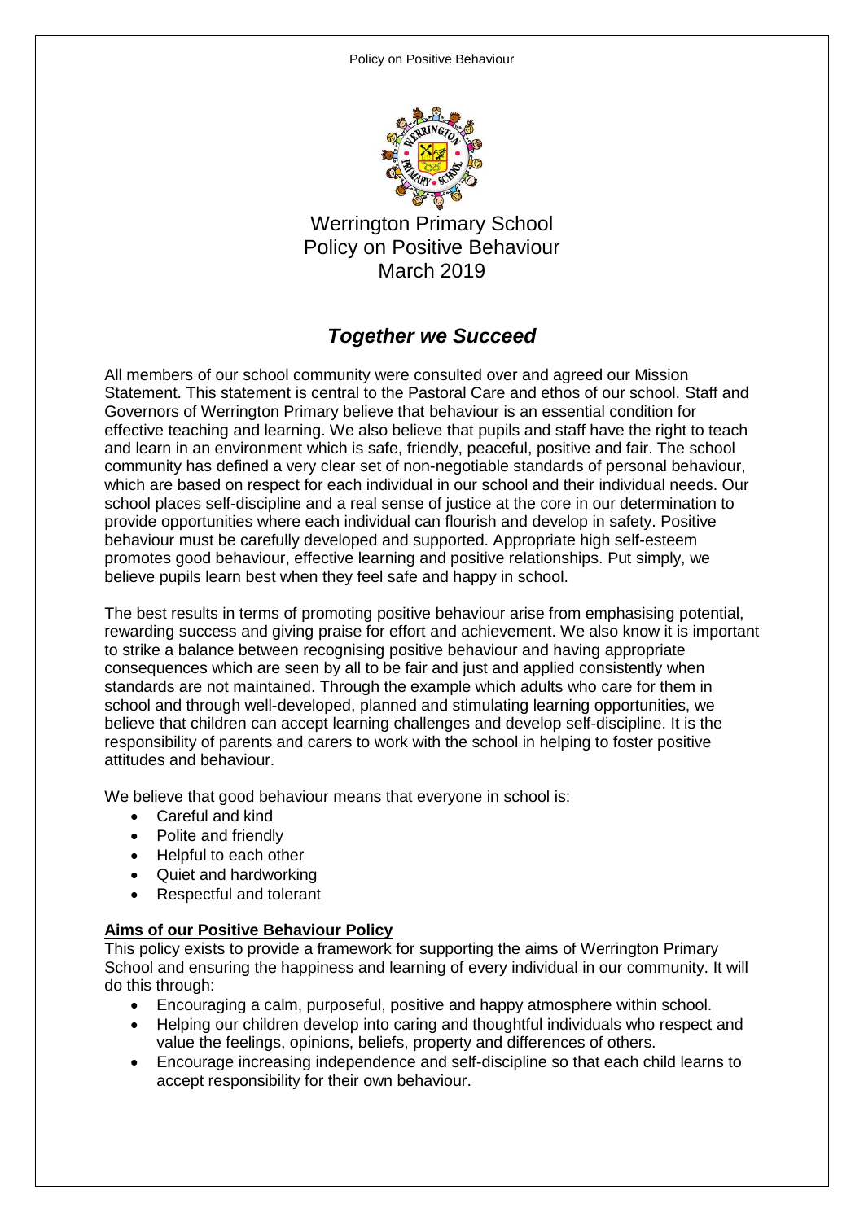# Werrington Primary School
# Policy on Positive Behaviour
# March 2019

## *Together we Succeed*

All members of our school community were consulted over and agreed our Mission Statement. This statement is central to the Pastoral Care and ethos of our school. Staff and Governors of Werrington Primary believe that behaviour is an essential condition for effective teaching and learning. We also believe that pupils and staff have the right to teach and learn in an environment which is safe, friendly, peaceful, positive and fair. The school community has defined a very clear set of non-negotiable standards of personal behaviour, which are based on respect for each individual in our school and their individual needs. Our school places self-discipline and a real sense of justice at the core in our determination to provide opportunities where each individual can flourish and develop in safety. Positive behaviour must be carefully developed and supported. Appropriate high self-esteem promotes good behaviour, effective learning and positive relationships. Put simply, we believe pupils learn best when they feel safe and happy in school.

The best results in terms of promoting positive behaviour arise from emphasising potential, rewarding success and giving praise for effort and achievement. We also know it is important to strike a balance between recognising positive behaviour and having appropriate consequences which are seen by all to be fair and just and applied consistently when standards are not maintained. Through the example which adults who care for them in school and through well-developed, planned and stimulating learning opportunities, we believe that children can accept learning challenges and develop self-discipline. It is the responsibility of parents and carers to work with the school in helping to foster positive attitudes and behaviour.

We believe that good behaviour means that everyone in school is:

- Careful and kind
- Polite and friendly
- Helpful to each other
- Quiet and hardworking
- Respectful and tolerant

**Aims of our Positive Behaviour Policy**

This policy exists to provide a framework for supporting the aims of Werrington Primary School and ensuring the happiness and learning of every individual in our community. It will do this through:

- Encouraging a calm, purposeful, positive and happy atmosphere within school.
- Helping our children develop into caring and thoughtful individuals who respect and value the feelings, opinions, beliefs, property and differences of others.
- Encourage increasing independence and self-discipline so that each child learns to accept responsibility for their own behaviour.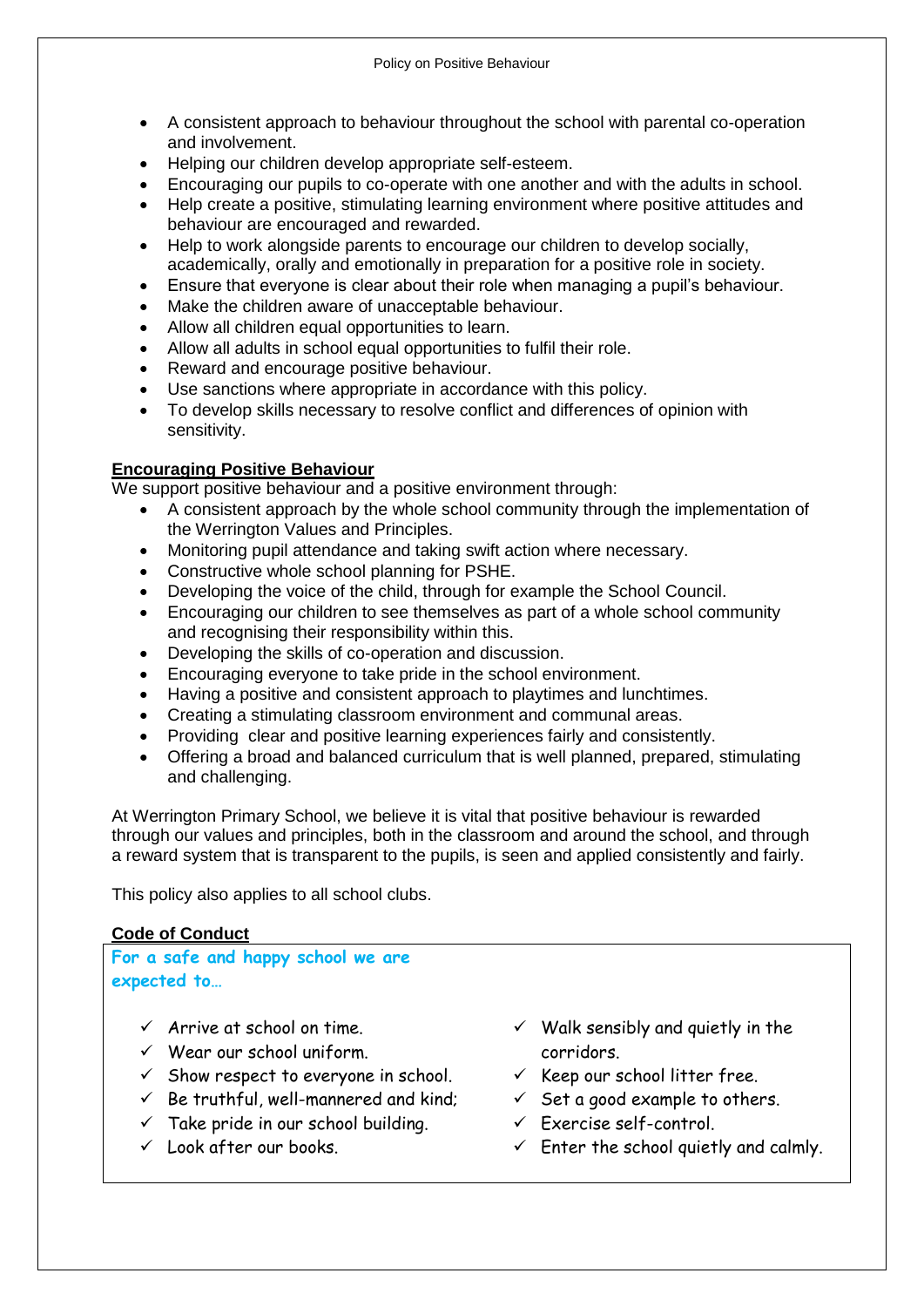- A consistent approach to behaviour throughout the school with parental co-operation and involvement.
- Helping our children develop appropriate self-esteem.
- Encouraging our pupils to co-operate with one another and with the adults in school.
- Help create a positive, stimulating learning environment where positive attitudes and behaviour are encouraged and rewarded.
- Help to work alongside parents to encourage our children to develop socially, academically, orally and emotionally in preparation for a positive role in society.
- Ensure that everyone is clear about their role when managing a pupil's behaviour.
- Make the children aware of unacceptable behaviour.
- Allow all children equal opportunities to learn.
- Allow all adults in school equal opportunities to fulfil their role.
- Reward and encourage positive behaviour.
- Use sanctions where appropriate in accordance with this policy.
- To develop skills necessary to resolve conflict and differences of opinion with sensitivity.

## Encouraging Positive Behaviour

We support positive behaviour and a positive environment through:

- A consistent approach by the whole school community through the implementation of the Werrington Values and Principles.
- Monitoring pupil attendance and taking swift action where necessary.
- Constructive whole school planning for PSHE.
- Developing the voice of the child, through for example the School Council.
- Encouraging our children to see themselves as part of a whole school community and recognising their responsibility within this.
- Developing the skills of co-operation and discussion.
- Encouraging everyone to take pride in the school environment.
- Having a positive and consistent approach to playtimes and lunchtimes.
- Creating a stimulating classroom environment and communal areas.
- Providing clear and positive learning experiences fairly and consistently.
- Offering a broad and balanced curriculum that is well planned, prepared, stimulating and challenging.

At Werrington Primary School, we believe it is vital that positive behaviour is rewarded through our values and principles, both in the classroom and around the school, and through a reward system that is transparent to the pupils, is seen and applied consistently and fairly.

This policy also applies to all school clubs.

## Code of Conduct

**For a safe and happy school we are expected to…**

- ✓ Arrive at school on time.
- ✓ Wear our school uniform.
- ✓ Show respect to everyone in school.
- ✓ Be truthful, well-mannered and kind;
- ✓ Take pride in our school building.
- ✓ Look after our books.
- ✓ Walk sensibly and quietly in the corridors.
- ✓ Keep our school litter free.
- ✓ Set a good example to others.
- ✓ Exercise self-control.
- ✓ Enter the school quietly and calmly.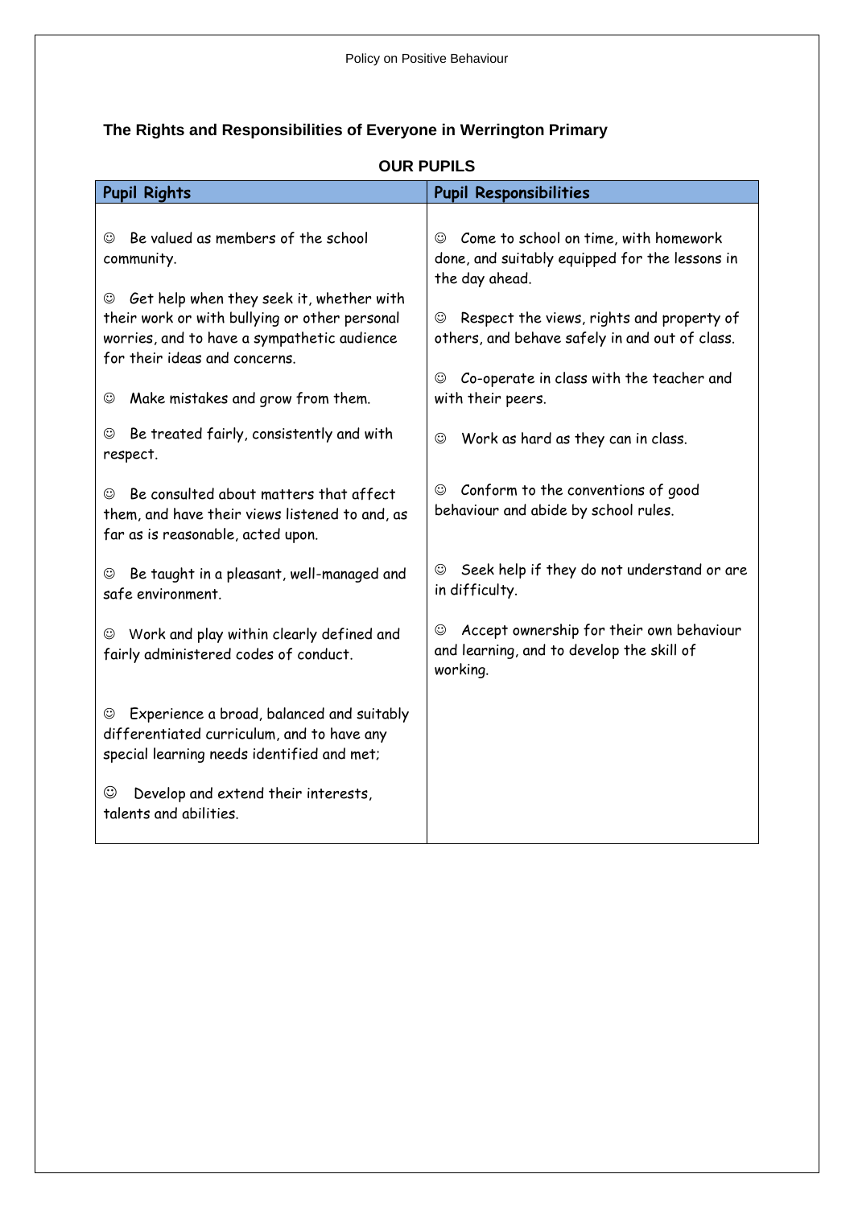## The Rights and Responsibilities of Everyone in Werrington Primary

### OUR PUPILS

| Pupil Rights | Pupil Responsibilities |
| --- | --- |
| ☺ Be valued as members of the school community. | ☺ Come to school on time, with homework done, and suitably equipped for the lessons in the day ahead. |
| ☺ Get help when they seek it, whether with their work or with bullying or other personal worries, and to have a sympathetic audience for their ideas and concerns. | ☺ Respect the views, rights and property of others, and behave safely in and out of class. |
| ☺ Make mistakes and grow from them. | ☺ Co-operate in class with the teacher and with their peers. |
| ☺ Be treated fairly, consistently and with respect. | ☺ Work as hard as they can in class. |
| ☺ Be consulted about matters that affect them, and have their views listened to and, as far as is reasonable, acted upon. | ☺ Conform to the conventions of good behaviour and abide by school rules. |
| ☺ Be taught in a pleasant, well-managed and safe environment. | ☺ Seek help if they do not understand or are in difficulty. |
| ☺ Work and play within clearly defined and fairly administered codes of conduct. | ☺ Accept ownership for their own behaviour and learning, and to develop the skill of working. |
| ☺ Experience a broad, balanced and suitably differentiated curriculum, and to have any special learning needs identified and met; | |
| ☺ Develop and extend their interests, talents and abilities. | |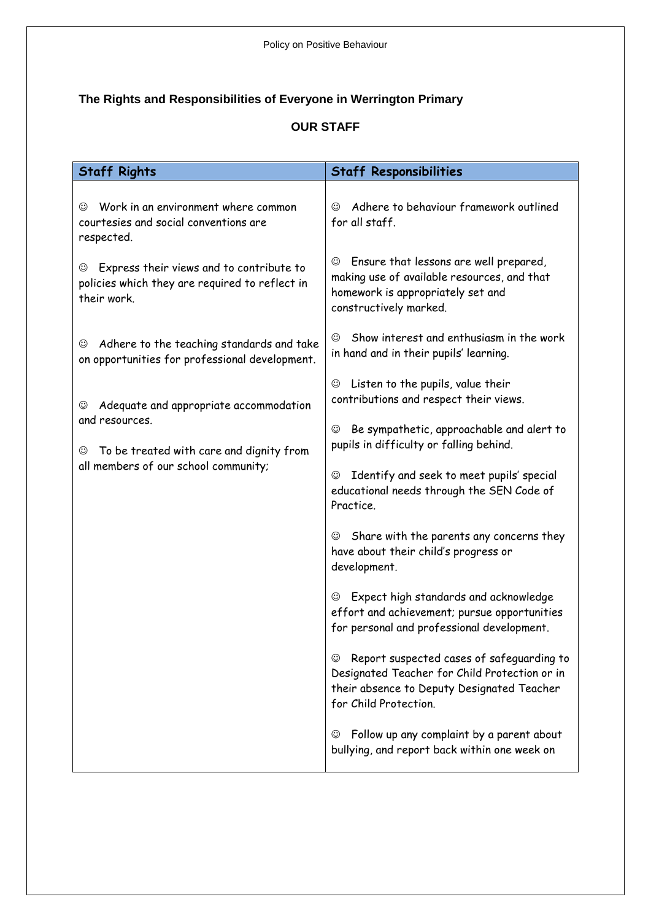## The Rights and Responsibilities of Everyone in Werrington Primary

### OUR STAFF

| Staff Rights | Staff Responsibilities |
| --- | --- |
| ☺ Work in an environment where common courtesies and social conventions are respected.<br><br>☺ Express their views and to contribute to policies which they are required to reflect in their work.<br><br>☺ Adhere to the teaching standards and take on opportunities for professional development.<br><br>☺ Adequate and appropriate accommodation and resources.<br><br>☺ To be treated with care and dignity from all members of our school community; | ☺ Adhere to behaviour framework outlined for all staff.<br><br>☺ Ensure that lessons are well prepared, making use of available resources, and that homework is appropriately set and constructively marked.<br><br>☺ Show interest and enthusiasm in the work in hand and in their pupils' learning.<br><br>☺ Listen to the pupils, value their contributions and respect their views.<br><br>☺ Be sympathetic, approachable and alert to pupils in difficulty or falling behind.<br><br>☺ Identify and seek to meet pupils' special educational needs through the SEN Code of Practice.<br><br>☺ Share with the parents any concerns they have about their child's progress or development.<br><br>☺ Expect high standards and acknowledge effort and achievement; pursue opportunities for personal and professional development.<br><br>☺ Report suspected cases of safeguarding to Designated Teacher for Child Protection or in their absence to Deputy Designated Teacher for Child Protection.<br><br>☺ Follow up any complaint by a parent about bullying, and report back within one week on |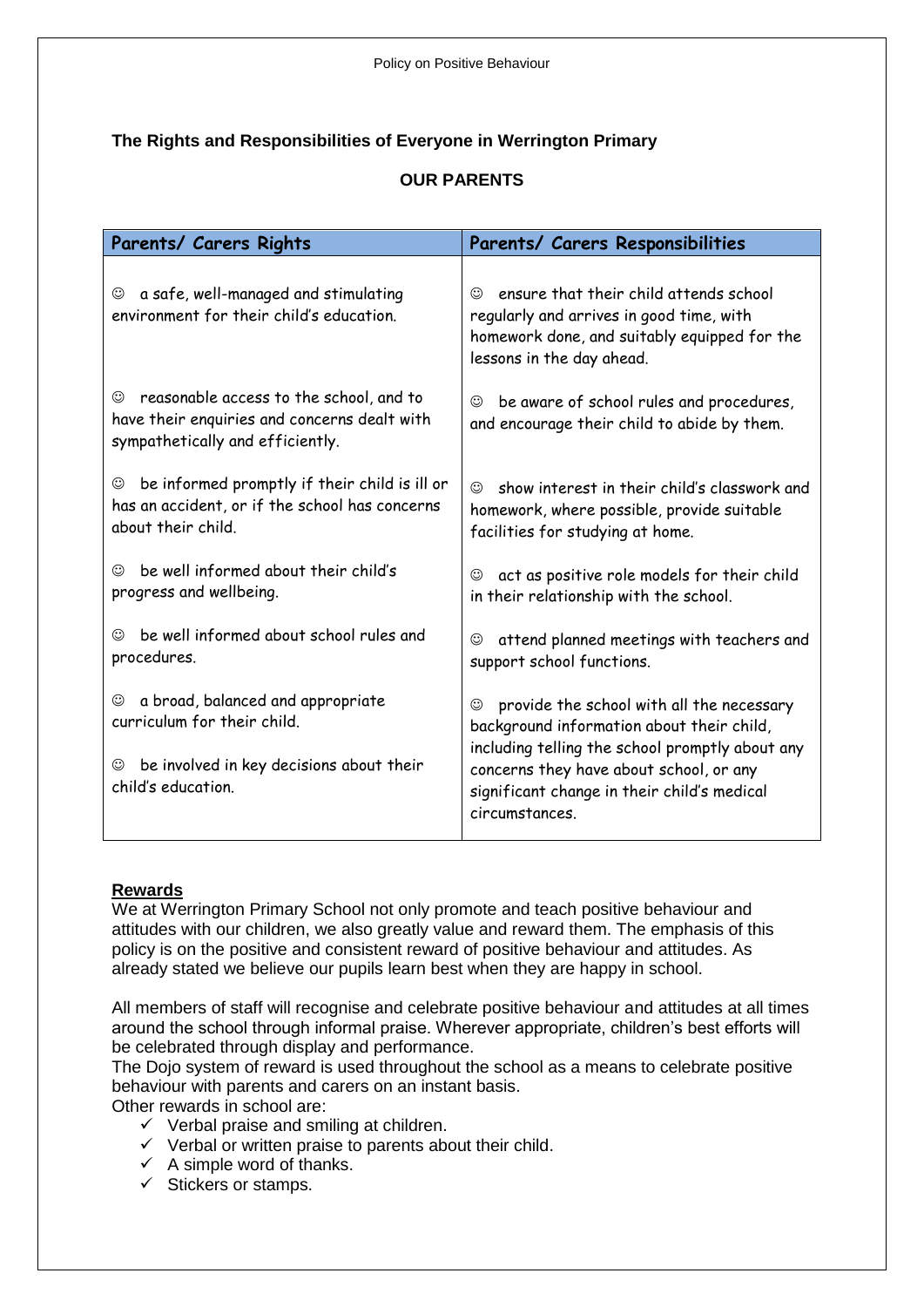## The Rights and Responsibilities of Everyone in Werrington Primary

### OUR PARENTS

| Parents/ Carers Rights | Parents/ Carers Responsibilities |
|---|---|
| ☺ a safe, well-managed and stimulating environment for their child's education. | ☺ ensure that their child attends school regularly and arrives in good time, with homework done, and suitably equipped for the lessons in the day ahead. |
| ☺ reasonable access to the school, and to have their enquiries and concerns dealt with sympathetically and efficiently. | ☺ be aware of school rules and procedures, and encourage their child to abide by them. |
| ☺ be informed promptly if their child is ill or has an accident, or if the school has concerns about their child. | ☺ show interest in their child's classwork and homework, where possible, provide suitable facilities for studying at home. |
| ☺ be well informed about their child's progress and wellbeing. | ☺ act as positive role models for their child in their relationship with the school. |
| ☺ be well informed about school rules and procedures. | ☺ attend planned meetings with teachers and support school functions. |
| ☺ a broad, balanced and appropriate curriculum for their child.<br><br>☺ be involved in key decisions about their child's education. | ☺ provide the school with all the necessary background information about their child, including telling the school promptly about any concerns they have about school, or any significant change in their child's medical circumstances. |

**Rewards**

We at Werrington Primary School not only promote and teach positive behaviour and attitudes with our children, we also greatly value and reward them. The emphasis of this policy is on the positive and consistent reward of positive behaviour and attitudes. As already stated we believe our pupils learn best when they are happy in school.

All members of staff will recognise and celebrate positive behaviour and attitudes at all times around the school through informal praise. Wherever appropriate, children's best efforts will be celebrated through display and performance.

The Dojo system of reward is used throughout the school as a means to celebrate positive behaviour with parents and carers on an instant basis.

Other rewards in school are:

- ✓ Verbal praise and smiling at children.
- ✓ Verbal or written praise to parents about their child.
- ✓ A simple word of thanks.
- ✓ Stickers or stamps.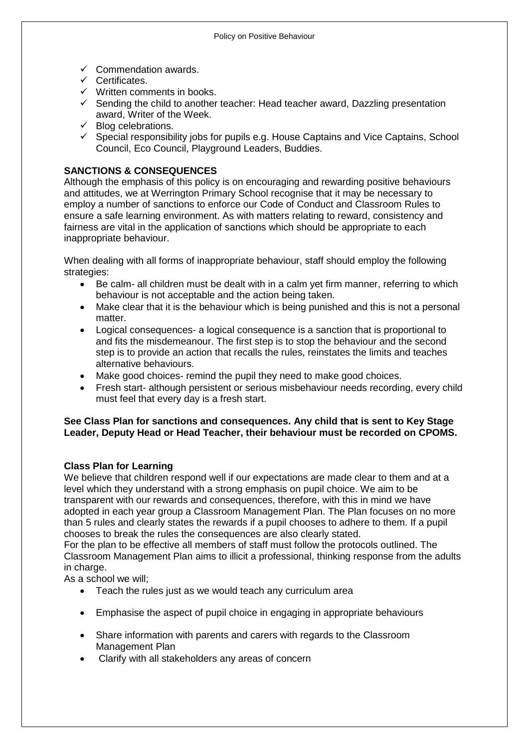- ✓ Commendation awards.
- ✓ Certificates.
- ✓ Written comments in books.
- ✓ Sending the child to another teacher: Head teacher award, Dazzling presentation award, Writer of the Week.
- ✓ Blog celebrations.
- ✓ Special responsibility jobs for pupils e.g. House Captains and Vice Captains, School Council, Eco Council, Playground Leaders, Buddies.

**SANCTIONS & CONSEQUENCES**

Although the emphasis of this policy is on encouraging and rewarding positive behaviours and attitudes, we at Werrington Primary School recognise that it may be necessary to employ a number of sanctions to enforce our Code of Conduct and Classroom Rules to ensure a safe learning environment. As with matters relating to reward, consistency and fairness are vital in the application of sanctions which should be appropriate to each inappropriate behaviour.

When dealing with all forms of inappropriate behaviour, staff should employ the following strategies:

- Be calm- all children must be dealt with in a calm yet firm manner, referring to which behaviour is not acceptable and the action being taken.
- Make clear that it is the behaviour which is being punished and this is not a personal matter.
- Logical consequences- a logical consequence is a sanction that is proportional to and fits the misdemeanour. The first step is to stop the behaviour and the second step is to provide an action that recalls the rules, reinstates the limits and teaches alternative behaviours.
- Make good choices- remind the pupil they need to make good choices.
- Fresh start- although persistent or serious misbehaviour needs recording, every child must feel that every day is a fresh start.

**See Class Plan for sanctions and consequences. Any child that is sent to Key Stage Leader, Deputy Head or Head Teacher, their behaviour must be recorded on CPOMS.**

**Class Plan for Learning**

We believe that children respond well if our expectations are made clear to them and at a level which they understand with a strong emphasis on pupil choice. We aim to be transparent with our rewards and consequences, therefore, with this in mind we have adopted in each year group a Classroom Management Plan. The Plan focuses on no more than 5 rules and clearly states the rewards if a pupil chooses to adhere to them. If a pupil chooses to break the rules the consequences are also clearly stated.

For the plan to be effective all members of staff must follow the protocols outlined. The Classroom Management Plan aims to illicit a professional, thinking response from the adults in charge.

As a school we will;

- Teach the rules just as we would teach any curriculum area
- Emphasise the aspect of pupil choice in engaging in appropriate behaviours
- Share information with parents and carers with regards to the Classroom Management Plan
- Clarify with all stakeholders any areas of concern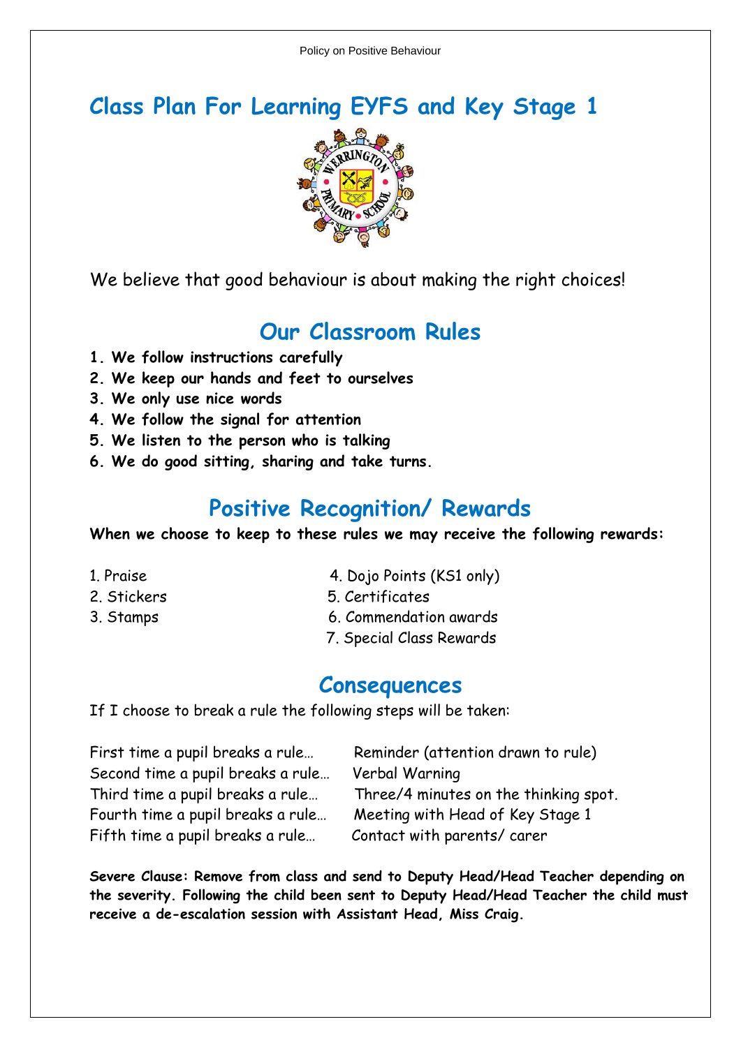# Class Plan For Learning EYFS and Key Stage 1

We believe that good behaviour is about making the right choices!

## Our Classroom Rules

1. **We follow instructions carefully**
2. **We keep our hands and feet to ourselves**
3. **We only use nice words**
4. **We follow the signal for attention**
5. **We listen to the person who is talking**
6. **We do good sitting, sharing and take turns.**

## Positive Recognition/ Rewards

**When we choose to keep to these rules we may receive the following rewards:**

1. Praise
2. Stickers
3. Stamps
4. Dojo Points (KS1 only)
5. Certificates
6. Commendation awards
7. Special Class Rewards

## Consequences

If I choose to break a rule the following steps will be taken:

| | |
|---|---|
| First time a pupil breaks a rule… | Reminder (attention drawn to rule) |
| Second time a pupil breaks a rule… | Verbal Warning |
| Third time a pupil breaks a rule… | Three/4 minutes on the thinking spot. |
| Fourth time a pupil breaks a rule… | Meeting with Head of Key Stage 1 |
| Fifth time a pupil breaks a rule… | Contact with parents/ carer |

**Severe Clause: Remove from class and send to Deputy Head/Head Teacher depending on the severity. Following the child been sent to Deputy Head/Head Teacher the child must receive a de-escalation session with Assistant Head, Miss Craig.**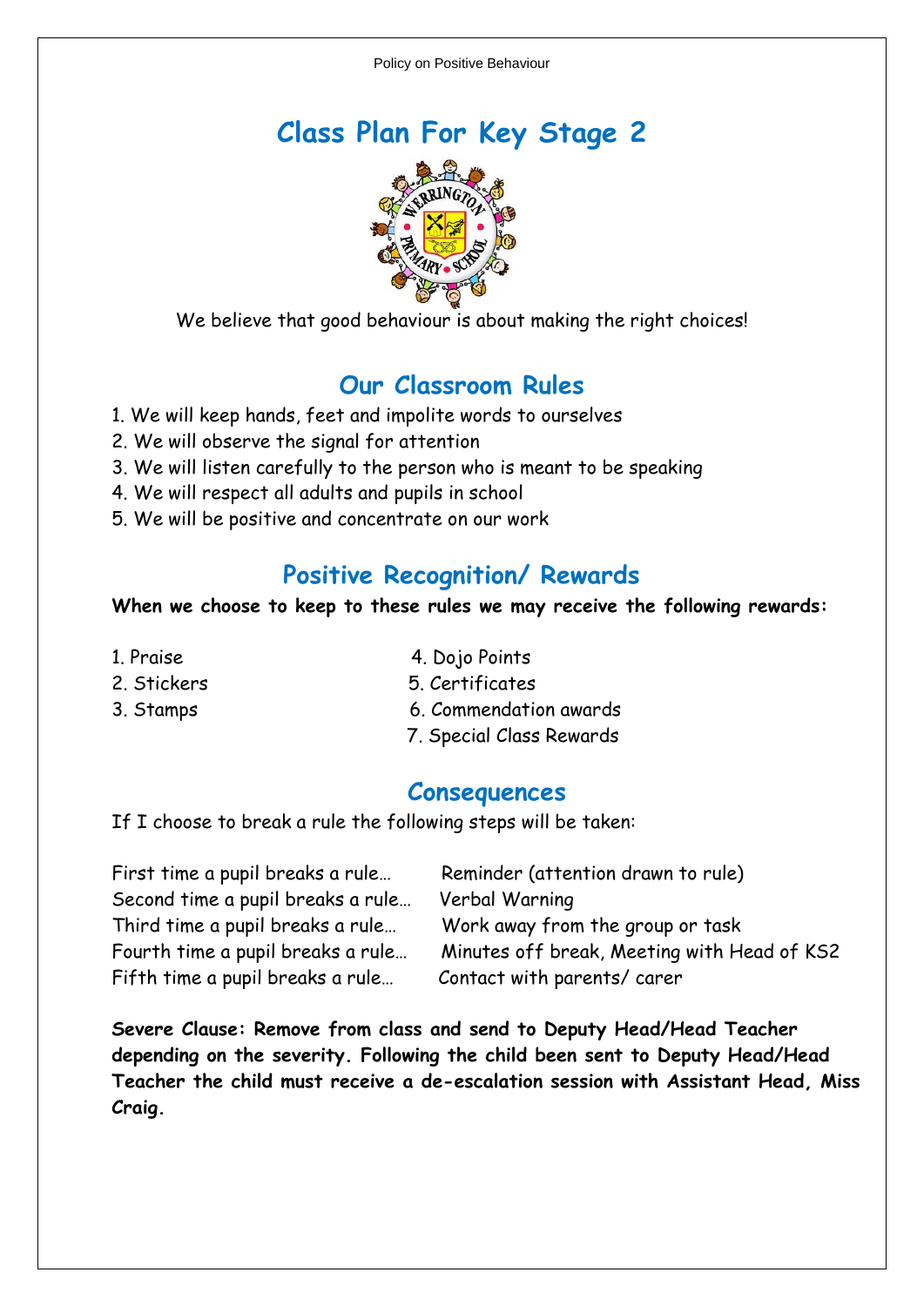# Class Plan For Key Stage 2

We believe that good behaviour is about making the right choices!

## Our Classroom Rules

1. We will keep hands, feet and impolite words to ourselves
2. We will observe the signal for attention
3. We will listen carefully to the person who is meant to be speaking
4. We will respect all adults and pupils in school
5. We will be positive and concentrate on our work

## Positive Recognition/ Rewards

**When we choose to keep to these rules we may receive the following rewards:**

1. Praise
2. Stickers
3. Stamps
4. Dojo Points
5. Certificates
6. Commendation awards
7. Special Class Rewards

## Consequences

If I choose to break a rule the following steps will be taken:

| | |
|---|---|
| First time a pupil breaks a rule… | Reminder (attention drawn to rule) |
| Second time a pupil breaks a rule… | Verbal Warning |
| Third time a pupil breaks a rule… | Work away from the group or task |
| Fourth time a pupil breaks a rule… | Minutes off break, Meeting with Head of KS2 |
| Fifth time a pupil breaks a rule… | Contact with parents/ carer |

**Severe Clause: Remove from class and send to Deputy Head/Head Teacher depending on the severity. Following the child been sent to Deputy Head/Head Teacher the child must receive a de-escalation session with Assistant Head, Miss Craig.**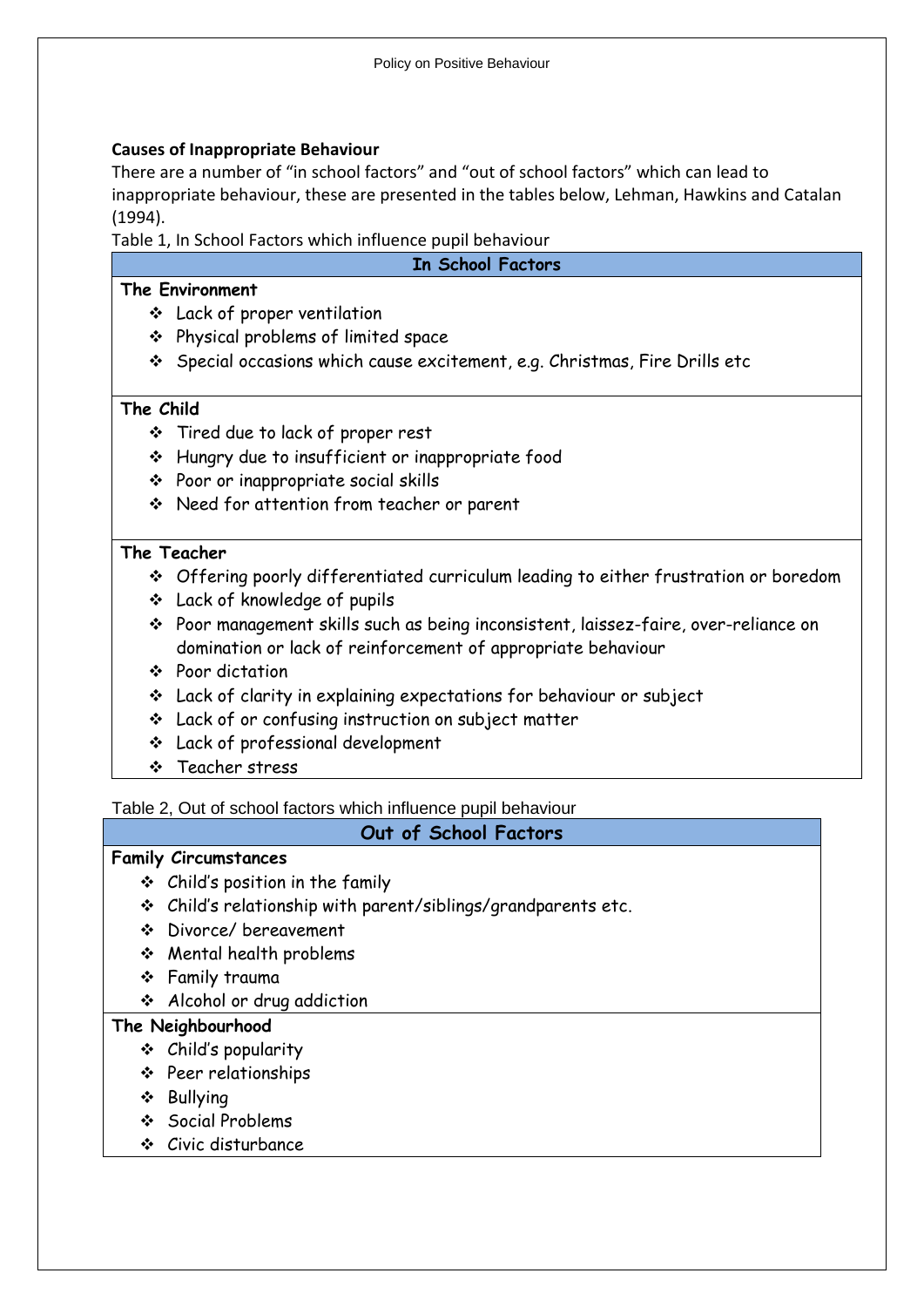**Causes of Inappropriate Behaviour**

There are a number of "in school factors" and "out of school factors" which can lead to inappropriate behaviour, these are presented in the tables below, Lehman, Hawkins and Catalan (1994).

Table 1, In School Factors which influence pupil behaviour

| In School Factors |
| --- |
| **The Environment**<br>❖ Lack of proper ventilation<br>❖ Physical problems of limited space<br>❖ Special occasions which cause excitement, e.g. Christmas, Fire Drills etc |
| **The Child**<br>❖ Tired due to lack of proper rest<br>❖ Hungry due to insufficient or inappropriate food<br>❖ Poor or inappropriate social skills<br>❖ Need for attention from teacher or parent |
| **The Teacher**<br>❖ Offering poorly differentiated curriculum leading to either frustration or boredom<br>❖ Lack of knowledge of pupils<br>❖ Poor management skills such as being inconsistent, laissez-faire, over-reliance on domination or lack of reinforcement of appropriate behaviour<br>❖ Poor dictation<br>❖ Lack of clarity in explaining expectations for behaviour or subject<br>❖ Lack of or confusing instruction on subject matter<br>❖ Lack of professional development<br>❖ Teacher stress |

Table 2, Out of school factors which influence pupil behaviour

| Out of School Factors |
| --- |
| **Family Circumstances**<br>❖ Child's position in the family<br>❖ Child's relationship with parent/siblings/grandparents etc.<br>❖ Divorce/ bereavement<br>❖ Mental health problems<br>❖ Family trauma<br>❖ Alcohol or drug addiction |
| **The Neighbourhood**<br>❖ Child's popularity<br>❖ Peer relationships<br>❖ Bullying<br>❖ Social Problems<br>❖ Civic disturbance |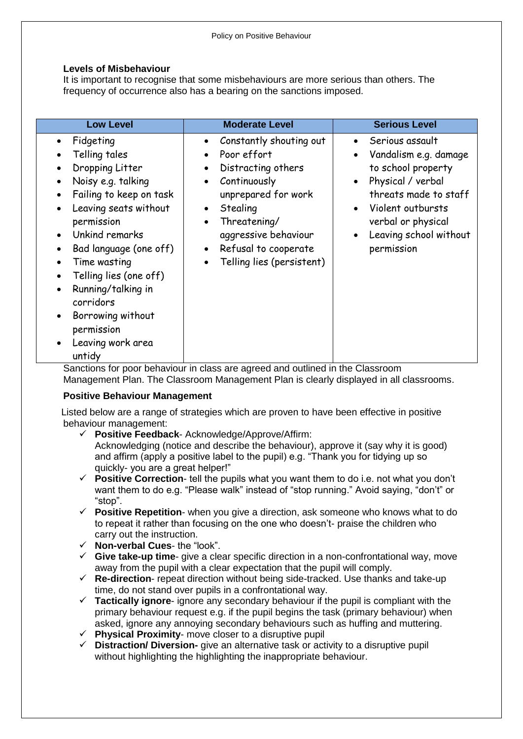### Levels of Misbehaviour

It is important to recognise that some misbehaviours are more serious than others. The frequency of occurrence also has a bearing on the sanctions imposed.

| Low Level | Moderate Level | Serious Level |
| --- | --- | --- |
| • Fidgeting<br>• Telling tales<br>• Dropping Litter<br>• Noisy e.g. talking<br>• Failing to keep on task<br>• Leaving seats without permission<br>• Unkind remarks<br>• Bad language (one off)<br>• Time wasting<br>• Telling lies (one off)<br>• Running/talking in corridors<br>• Borrowing without permission<br>• Leaving work area untidy | • Constantly shouting out<br>• Poor effort<br>• Distracting others<br>• Continuously unprepared for work<br>• Stealing<br>• Threatening/ aggressive behaviour<br>• Refusal to cooperate<br>• Telling lies (persistent) | • Serious assault<br>• Vandalism e.g. damage to school property<br>• Physical / verbal threats made to staff<br>• Violent outbursts verbal or physical<br>• Leaving school without permission |

Sanctions for poor behaviour in class are agreed and outlined in the Classroom Management Plan. The Classroom Management Plan is clearly displayed in all classrooms.

### Positive Behaviour Management

Listed below are a range of strategies which are proven to have been effective in positive behaviour management:

- ✓ **Positive Feedback**- Acknowledge/Approve/Affirm: Acknowledging (notice and describe the behaviour), approve it (say why it is good) and affirm (apply a positive label to the pupil) e.g. "Thank you for tidying up so quickly- you are a great helper!"
- ✓ **Positive Correction**- tell the pupils what you want them to do i.e. not what you don't want them to do e.g. "Please walk" instead of "stop running." Avoid saying, "don't" or "stop".
- ✓ **Positive Repetition**- when you give a direction, ask someone who knows what to do to repeat it rather than focusing on the one who doesn't- praise the children who carry out the instruction.
- ✓ **Non-verbal Cues**- the "look".
- ✓ **Give take-up time**- give a clear specific direction in a non-confrontational way, move away from the pupil with a clear expectation that the pupil will comply.
- ✓ **Re-direction**- repeat direction without being side-tracked. Use thanks and take-up time, do not stand over pupils in a confrontational way.
- ✓ **Tactically ignore**- ignore any secondary behaviour if the pupil is compliant with the primary behaviour request e.g. if the pupil begins the task (primary behaviour) when asked, ignore any annoying secondary behaviours such as huffing and muttering.
- ✓ **Physical Proximity**- move closer to a disruptive pupil
- ✓ **Distraction/ Diversion-** give an alternative task or activity to a disruptive pupil without highlighting the highlighting the inappropriate behaviour.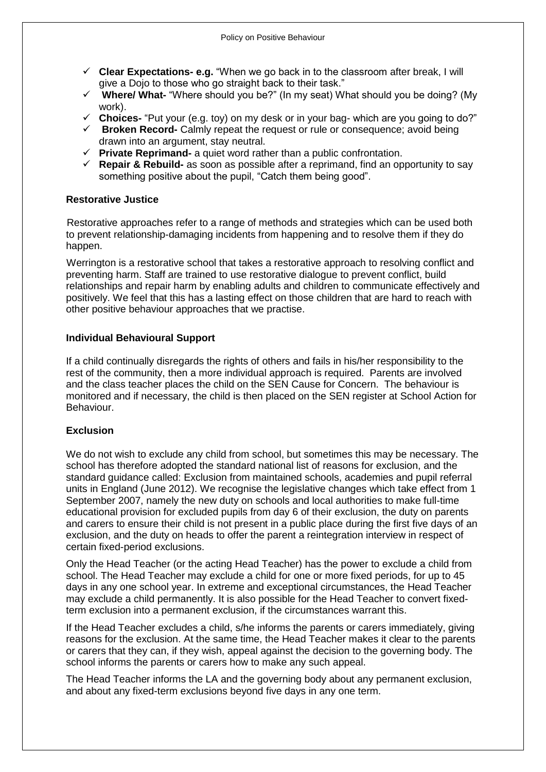- ✓ **Clear Expectations- e.g.** "When we go back in to the classroom after break, I will give a Dojo to those who go straight back to their task."
- ✓ **Where/ What-** "Where should you be?" (In my seat) What should you be doing? (My work).
- ✓ **Choices-** "Put your (e.g. toy) on my desk or in your bag- which are you going to do?"
- ✓ **Broken Record-** Calmly repeat the request or rule or consequence; avoid being drawn into an argument, stay neutral.
- ✓ **Private Reprimand-** a quiet word rather than a public confrontation.
- ✓ **Repair & Rebuild-** as soon as possible after a reprimand, find an opportunity to say something positive about the pupil, "Catch them being good".

### Restorative Justice

Restorative approaches refer to a range of methods and strategies which can be used both to prevent relationship-damaging incidents from happening and to resolve them if they do happen.

Werrington is a restorative school that takes a restorative approach to resolving conflict and preventing harm. Staff are trained to use restorative dialogue to prevent conflict, build relationships and repair harm by enabling adults and children to communicate effectively and positively. We feel that this has a lasting effect on those children that are hard to reach with other positive behaviour approaches that we practise.

### Individual Behavioural Support

If a child continually disregards the rights of others and fails in his/her responsibility to the rest of the community, then a more individual approach is required. Parents are involved and the class teacher places the child on the SEN Cause for Concern. The behaviour is monitored and if necessary, the child is then placed on the SEN register at School Action for Behaviour.

### Exclusion

We do not wish to exclude any child from school, but sometimes this may be necessary. The school has therefore adopted the standard national list of reasons for exclusion, and the standard guidance called: Exclusion from maintained schools, academies and pupil referral units in England (June 2012). We recognise the legislative changes which take effect from 1 September 2007, namely the new duty on schools and local authorities to make full-time educational provision for excluded pupils from day 6 of their exclusion, the duty on parents and carers to ensure their child is not present in a public place during the first five days of an exclusion, and the duty on heads to offer the parent a reintegration interview in respect of certain fixed-period exclusions.

Only the Head Teacher (or the acting Head Teacher) has the power to exclude a child from school. The Head Teacher may exclude a child for one or more fixed periods, for up to 45 days in any one school year. In extreme and exceptional circumstances, the Head Teacher may exclude a child permanently. It is also possible for the Head Teacher to convert fixed-term exclusion into a permanent exclusion, if the circumstances warrant this.

If the Head Teacher excludes a child, s/he informs the parents or carers immediately, giving reasons for the exclusion. At the same time, the Head Teacher makes it clear to the parents or carers that they can, if they wish, appeal against the decision to the governing body. The school informs the parents or carers how to make any such appeal.

The Head Teacher informs the LA and the governing body about any permanent exclusion, and about any fixed-term exclusions beyond five days in any one term.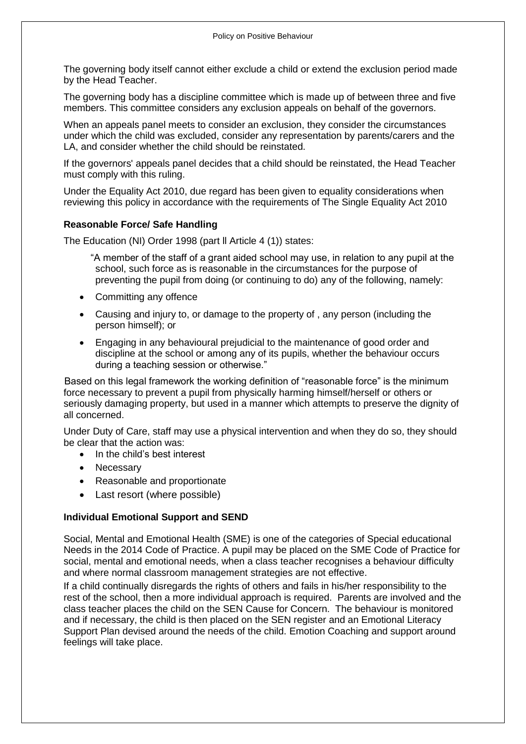The governing body itself cannot either exclude a child or extend the exclusion period made by the Head Teacher.

The governing body has a discipline committee which is made up of between three and five members. This committee considers any exclusion appeals on behalf of the governors.

When an appeals panel meets to consider an exclusion, they consider the circumstances under which the child was excluded, consider any representation by parents/carers and the LA, and consider whether the child should be reinstated.

If the governors' appeals panel decides that a child should be reinstated, the Head Teacher must comply with this ruling.

Under the Equality Act 2010, due regard has been given to equality considerations when reviewing this policy in accordance with the requirements of The Single Equality Act 2010

**Reasonable Force/ Safe Handling**

The Education (NI) Order 1998 (part ll Article 4 (1)) states:

> "A member of the staff of a grant aided school may use, in relation to any pupil at the school, such force as is reasonable in the circumstances for the purpose of preventing the pupil from doing (or continuing to do) any of the following, namely:
>
> - Committing any offence
> - Causing and injury to, or damage to the property of , any person (including the person himself); or
> - Engaging in any behavioural prejudicial to the maintenance of good order and discipline at the school or among any of its pupils, whether the behaviour occurs during a teaching session or otherwise."

Based on this legal framework the working definition of "reasonable force" is the minimum force necessary to prevent a pupil from physically harming himself/herself or others or seriously damaging property, but used in a manner which attempts to preserve the dignity of all concerned.

Under Duty of Care, staff may use a physical intervention and when they do so, they should be clear that the action was:

- In the child's best interest
- Necessary
- Reasonable and proportionate
- Last resort (where possible)

**Individual Emotional Support and SEND**

Social, Mental and Emotional Health (SME) is one of the categories of Special educational Needs in the 2014 Code of Practice. A pupil may be placed on the SME Code of Practice for social, mental and emotional needs, when a class teacher recognises a behaviour difficulty and where normal classroom management strategies are not effective.

If a child continually disregards the rights of others and fails in his/her responsibility to the rest of the school, then a more individual approach is required. Parents are involved and the class teacher places the child on the SEN Cause for Concern. The behaviour is monitored and if necessary, the child is then placed on the SEN register and an Emotional Literacy Support Plan devised around the needs of the child. Emotion Coaching and support around feelings will take place.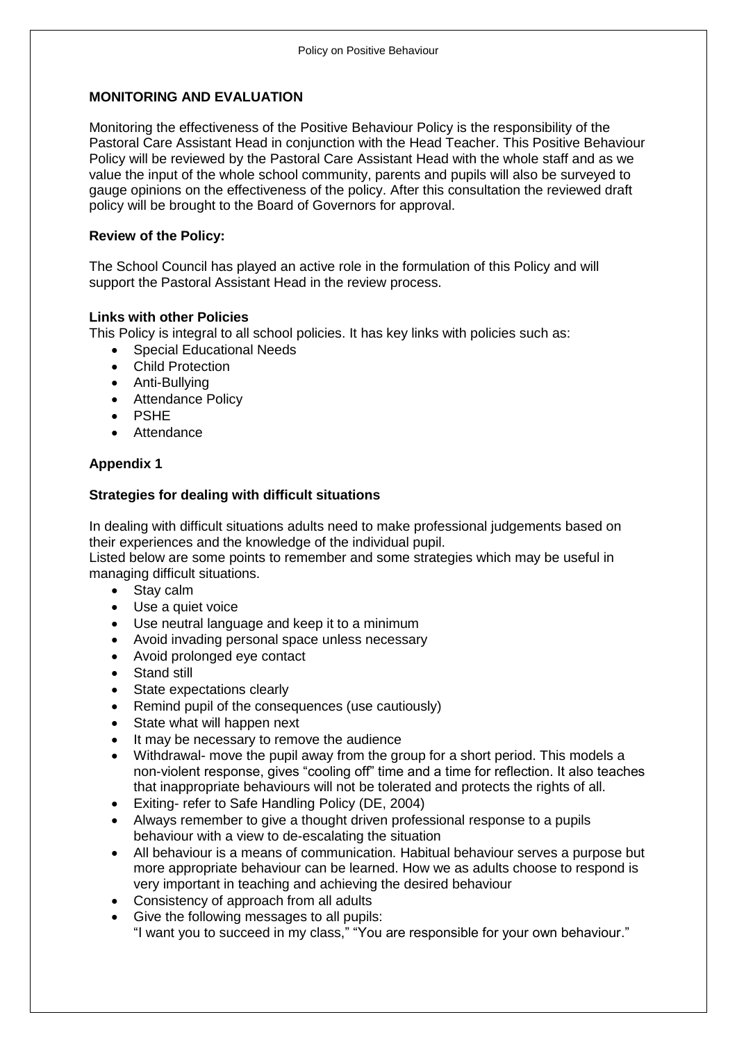## MONITORING AND EVALUATION

Monitoring the effectiveness of the Positive Behaviour Policy is the responsibility of the Pastoral Care Assistant Head in conjunction with the Head Teacher. This Positive Behaviour Policy will be reviewed by the Pastoral Care Assistant Head with the whole staff and as we value the input of the whole school community, parents and pupils will also be surveyed to gauge opinions on the effectiveness of the policy. After this consultation the reviewed draft policy will be brought to the Board of Governors for approval.

### Review of the Policy:

The School Council has played an active role in the formulation of this Policy and will support the Pastoral Assistant Head in the review process.

### Links with other Policies

This Policy is integral to all school policies. It has key links with policies such as:

- Special Educational Needs
- Child Protection
- Anti-Bullying
- Attendance Policy
- PSHE
- Attendance

## Appendix 1

### Strategies for dealing with difficult situations

In dealing with difficult situations adults need to make professional judgements based on their experiences and the knowledge of the individual pupil.
Listed below are some points to remember and some strategies which may be useful in managing difficult situations.

- Stay calm
- Use a quiet voice
- Use neutral language and keep it to a minimum
- Avoid invading personal space unless necessary
- Avoid prolonged eye contact
- Stand still
- State expectations clearly
- Remind pupil of the consequences (use cautiously)
- State what will happen next
- It may be necessary to remove the audience
- Withdrawal- move the pupil away from the group for a short period. This models a non-violent response, gives "cooling off" time and a time for reflection. It also teaches that inappropriate behaviours will not be tolerated and protects the rights of all.
- Exiting- refer to Safe Handling Policy (DE, 2004)
- Always remember to give a thought driven professional response to a pupils behaviour with a view to de-escalating the situation
- All behaviour is a means of communication. Habitual behaviour serves a purpose but more appropriate behaviour can be learned. How we as adults choose to respond is very important in teaching and achieving the desired behaviour
- Consistency of approach from all adults
- Give the following messages to all pupils:
  "I want you to succeed in my class," "You are responsible for your own behaviour."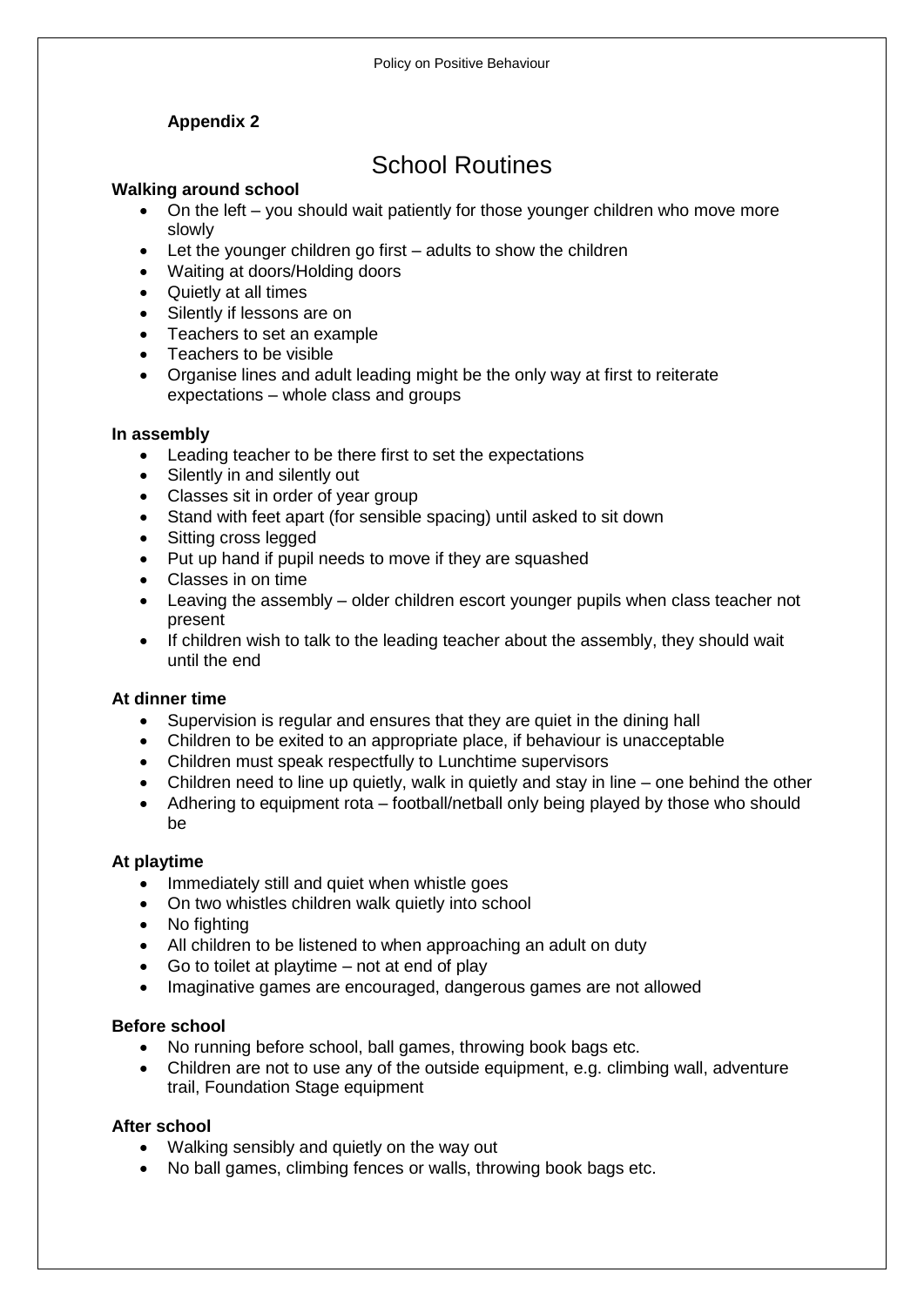**Appendix 2**

# School Routines

### Walking around school

- On the left – you should wait patiently for those younger children who move more slowly
- Let the younger children go first – adults to show the children
- Waiting at doors/Holding doors
- Quietly at all times
- Silently if lessons are on
- Teachers to set an example
- Teachers to be visible
- Organise lines and adult leading might be the only way at first to reiterate expectations – whole class and groups

### In assembly

- Leading teacher to be there first to set the expectations
- Silently in and silently out
- Classes sit in order of year group
- Stand with feet apart (for sensible spacing) until asked to sit down
- Sitting cross legged
- Put up hand if pupil needs to move if they are squashed
- Classes in on time
- Leaving the assembly – older children escort younger pupils when class teacher not present
- If children wish to talk to the leading teacher about the assembly, they should wait until the end

### At dinner time

- Supervision is regular and ensures that they are quiet in the dining hall
- Children to be exited to an appropriate place, if behaviour is unacceptable
- Children must speak respectfully to Lunchtime supervisors
- Children need to line up quietly, walk in quietly and stay in line – one behind the other
- Adhering to equipment rota – football/netball only being played by those who should be

### At playtime

- Immediately still and quiet when whistle goes
- On two whistles children walk quietly into school
- No fighting
- All children to be listened to when approaching an adult on duty
- Go to toilet at playtime – not at end of play
- Imaginative games are encouraged, dangerous games are not allowed

### Before school

- No running before school, ball games, throwing book bags etc.
- Children are not to use any of the outside equipment, e.g. climbing wall, adventure trail, Foundation Stage equipment

### After school

- Walking sensibly and quietly on the way out
- No ball games, climbing fences or walls, throwing book bags etc.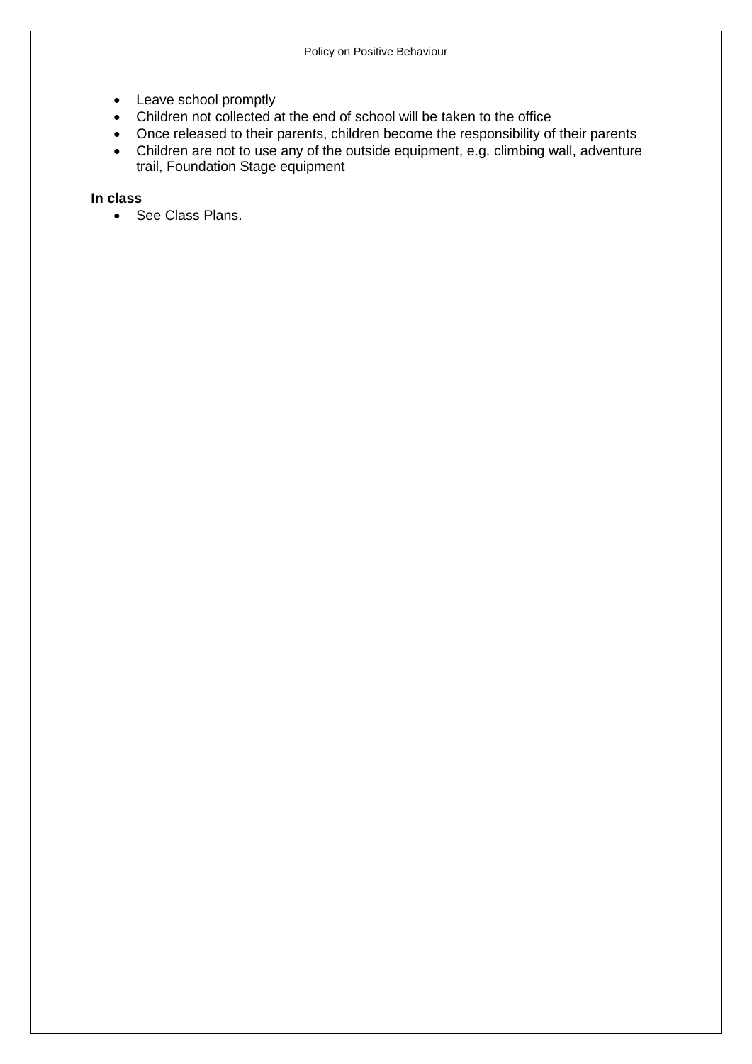- Leave school promptly
- Children not collected at the end of school will be taken to the office
- Once released to their parents, children become the responsibility of their parents
- Children are not to use any of the outside equipment, e.g. climbing wall, adventure trail, Foundation Stage equipment

**In class**

- See Class Plans.